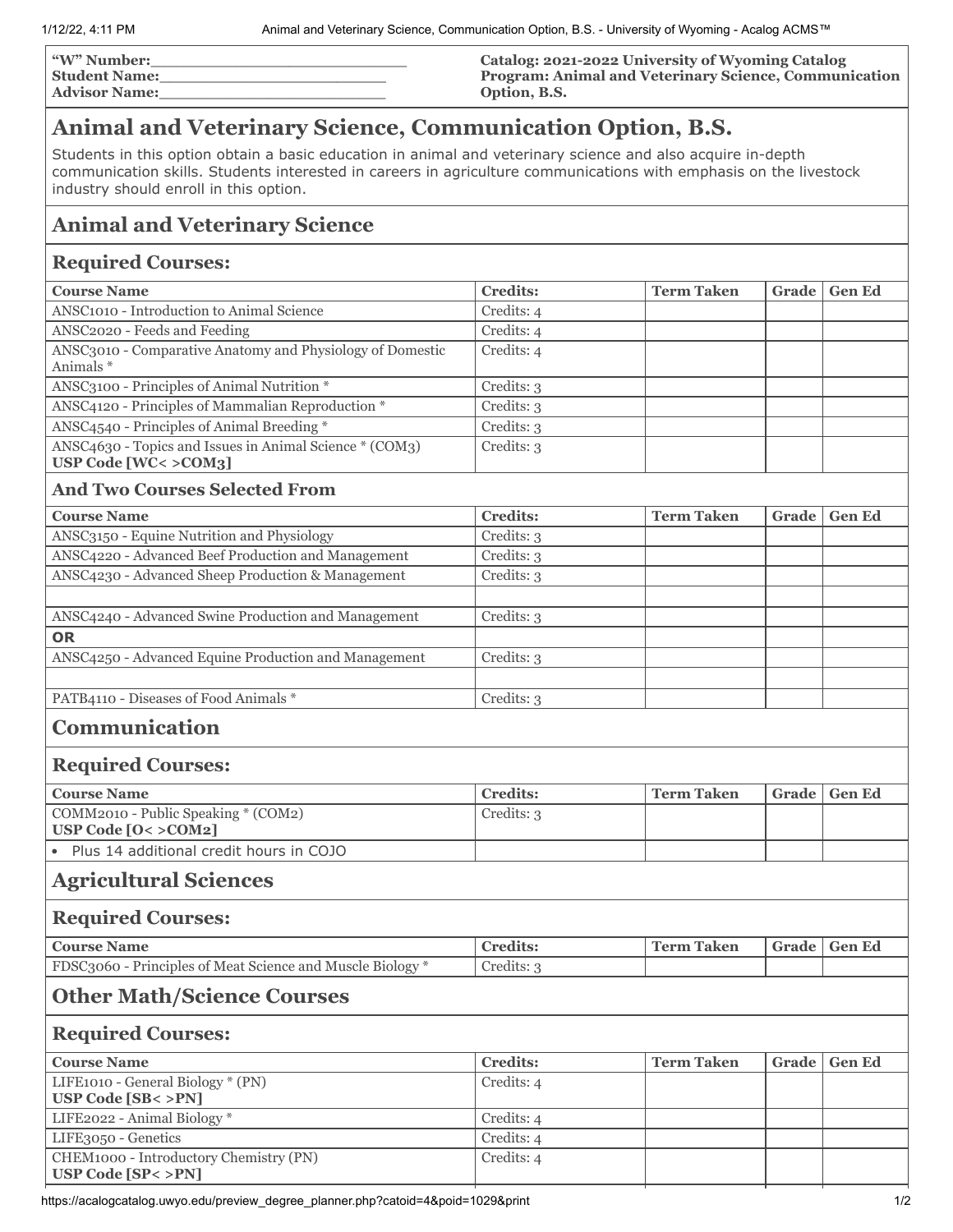| | |
|---|---|
| **"W" Number:**\_\_\_\_\_\_\_\_\_\_\_\_\_\_\_\_\_\_\_\_\_\_\_\_ | **Catalog: 2021-2022 University of Wyoming Catalog** |
| **Student Name:**\_\_\_\_\_\_\_\_\_\_\_\_\_\_\_\_\_\_\_\_\_\_\_\_ | **Program: Animal and Veterinary Science, Communication Option, B.S.** |
| **Advisor Name:**\_\_\_\_\_\_\_\_\_\_\_\_\_\_\_\_\_\_\_\_\_\_\_\_ | |

# Animal and Veterinary Science, Communication Option, B.S.

Students in this option obtain a basic education in animal and veterinary science and also acquire in-depth communication skills. Students interested in careers in agriculture communications with emphasis on the livestock industry should enroll in this option.

## Animal and Veterinary Science

### Required Courses:

| Course Name | Credits: | Term Taken | Grade | Gen Ed |
|---|---|---|---|---|
| ANSC1010 - Introduction to Animal Science | Credits: 4 | | | |
| ANSC2020 - Feeds and Feeding | Credits: 4 | | | |
| ANSC3010 - Comparative Anatomy and Physiology of Domestic Animals * | Credits: 4 | | | |
| ANSC3100 - Principles of Animal Nutrition * | Credits: 3 | | | |
| ANSC4120 - Principles of Mammalian Reproduction * | Credits: 3 | | | |
| ANSC4540 - Principles of Animal Breeding * | Credits: 3 | | | |
| ANSC4630 - Topics and Issues in Animal Science * (COM3) **USP Code [WC< >COM3]** | Credits: 3 | | | |

### And Two Courses Selected From

| Course Name | Credits: | Term Taken | Grade | Gen Ed |
|---|---|---|---|---|
| ANSC3150 - Equine Nutrition and Physiology | Credits: 3 | | | |
| ANSC4220 - Advanced Beef Production and Management | Credits: 3 | | | |
| ANSC4230 - Advanced Sheep Production & Management | Credits: 3 | | | |
| | | | | |
| ANSC4240 - Advanced Swine Production and Management | Credits: 3 | | | |
| **OR** | | | | |
| ANSC4250 - Advanced Equine Production and Management | Credits: 3 | | | |
| | | | | |
| PATB4110 - Diseases of Food Animals * | Credits: 3 | | | |

## Communication

### Required Courses:

| Course Name | Credits: | Term Taken | Grade | Gen Ed |
|---|---|---|---|---|
| COMM2010 - Public Speaking * (COM2) **USP Code [O< >COM2]** | Credits: 3 | | | |
| • Plus 14 additional credit hours in COJO | | | | |

## Agricultural Sciences

### Required Courses:

| Course Name | Credits: | Term Taken | Grade | Gen Ed |
|---|---|---|---|---|
| FDSC3060 - Principles of Meat Science and Muscle Biology * | Credits: 3 | | | |

## Other Math/Science Courses

### Required Courses:

| Course Name | Credits: | Term Taken | Grade | Gen Ed |
|---|---|---|---|---|
| LIFE1010 - General Biology * (PN) **USP Code [SB< >PN]** | Credits: 4 | | | |
| LIFE2022 - Animal Biology * | Credits: 4 | | | |
| LIFE3050 - Genetics | Credits: 4 | | | |
| CHEM1000 - Introductory Chemistry (PN) **USP Code [SP< >PN]** | Credits: 4 | | | |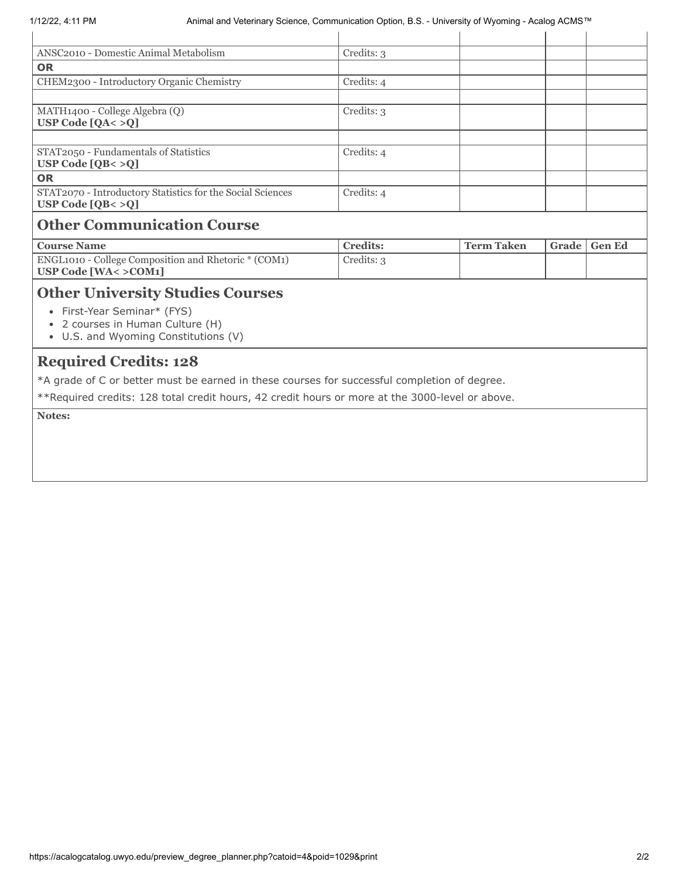| | | | | |
|---|---|---|---|---|
| ANSC2010 - Domestic Animal Metabolism | Credits: 3 | | | |
| **OR** | | | | |
| CHEM2300 - Introductory Organic Chemistry | Credits: 4 | | | |
| | | | | |
| MATH1400 - College Algebra (Q)<br>**USP Code [QA< >Q]** | Credits: 3 | | | |
| | | | | |
| STAT2050 - Fundamentals of Statistics<br>**USP Code [QB< >Q]** | Credits: 4 | | | |
| **OR** | | | | |
| STAT2070 - Introductory Statistics for the Social Sciences<br>**USP Code [QB< >Q]** | Credits: 4 | | | |

## Other Communication Course

| Course Name | Credits: | Term Taken | Grade | Gen Ed |
|---|---|---|---|---|
| ENGL1010 - College Composition and Rhetoric * (COM1)<br>**USP Code [WA< >COM1]** | Credits: 3 | | | |

## Other University Studies Courses

- First-Year Seminar* (FYS)
- 2 courses in Human Culture (H)
- U.S. and Wyoming Constitutions (V)

## Required Credits: 128

*A grade of C or better must be earned in these courses for successful completion of degree.

**Required credits: 128 total credit hours, 42 credit hours or more at the 3000-level or above.

**Notes:**